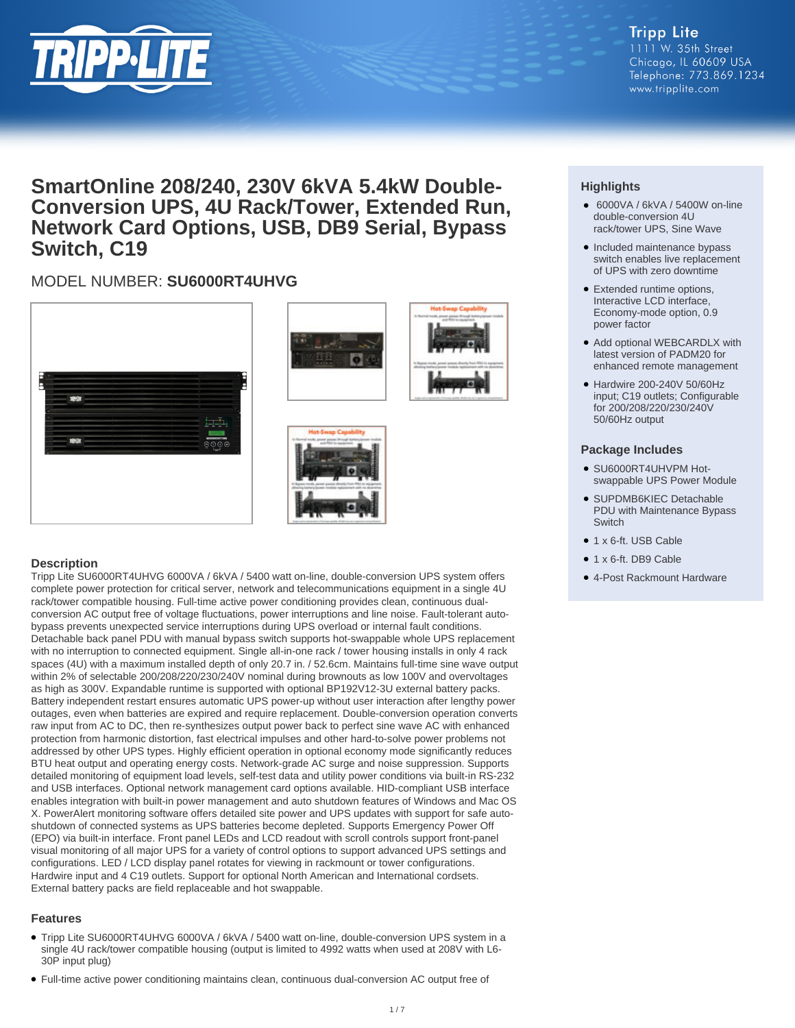Tripp Lite
1111 W. 35th Street
Chicago, IL 60609 USA
Telephone: 773.869.1234
www.tripplite.com

# SmartOnline 208/240, 230V 6kVA 5.4kW Double-Conversion UPS, 4U Rack/Tower, Extended Run, Network Card Options, USB, DB9 Serial, Bypass Switch, C19

MODEL NUMBER: **SU6000RT4UHVG**

## Highlights

- 6000VA / 6kVA / 5400W on-line double-conversion 4U rack/tower UPS, Sine Wave
- Included maintenance bypass switch enables live replacement of UPS with zero downtime
- Extended runtime options, Interactive LCD interface, Economy-mode option, 0.9 power factor
- Add optional WEBCARDLX with latest version of PADM20 for enhanced remote management
- Hardwire 200-240V 50/60Hz input; C19 outlets; Configurable for 200/208/220/230/240V 50/60Hz output

## Package Includes

- SU6000RT4UHVPM Hot-swappable UPS Power Module
- SUPDMB6KIEC Detachable PDU with Maintenance Bypass Switch
- 1 x 6-ft. USB Cable
- 1 x 6-ft. DB9 Cable
- 4-Post Rackmount Hardware

## Description

Tripp Lite SU6000RT4UHVG 6000VA / 6kVA / 5400 watt on-line, double-conversion UPS system offers complete power protection for critical server, network and telecommunications equipment in a single 4U rack/tower compatible housing. Full-time active power conditioning provides clean, continuous dual-conversion AC output free of voltage fluctuations, power interruptions and line noise. Fault-tolerant auto-bypass prevents unexpected service interruptions during UPS overload or internal fault conditions. Detachable back panel PDU with manual bypass switch supports hot-swappable whole UPS replacement with no interruption to connected equipment. Single all-in-one rack / tower housing installs in only 4 rack spaces (4U) with a maximum installed depth of only 20.7 in. / 52.6cm. Maintains full-time sine wave output within 2% of selectable 200/208/220/230/240V nominal during brownouts as low 100V and overvoltages as high as 300V. Expandable runtime is supported with optional BP192V12-3U external battery packs. Battery independent restart ensures automatic UPS power-up without user interaction after lengthy power outages, even when batteries are expired and require replacement. Double-conversion operation converts raw input from AC to DC, then re-synthesizes output power back to perfect sine wave AC with enhanced protection from harmonic distortion, fast electrical impulses and other hard-to-solve power problems not addressed by other UPS types. Highly efficient operation in optional economy mode significantly reduces BTU heat output and operating energy costs. Network-grade AC surge and noise suppression. Supports detailed monitoring of equipment load levels, self-test data and utility power conditions via built-in RS-232 and USB interfaces. Optional network management card options available. HID-compliant USB interface enables integration with built-in power management and auto shutdown features of Windows and Mac OS X. PowerAlert monitoring software offers detailed site power and UPS updates with support for safe auto-shutdown of connected systems as UPS batteries become depleted. Supports Emergency Power Off (EPO) via built-in interface. Front panel LEDs and LCD readout with scroll controls support front-panel visual monitoring of all major UPS for a variety of control options to support advanced UPS settings and configurations. LED / LCD display panel rotates for viewing in rackmount or tower configurations. Hardwire input and 4 C19 outlets. Support for optional North American and International cordsets. External battery packs are field replaceable and hot swappable.

## Features

- Tripp Lite SU6000RT4UHVG 6000VA / 6kVA / 5400 watt on-line, double-conversion UPS system in a single 4U rack/tower compatible housing (output is limited to 4992 watts when used at 208V with L6-30P input plug)
- Full-time active power conditioning maintains clean, continuous dual-conversion AC output free of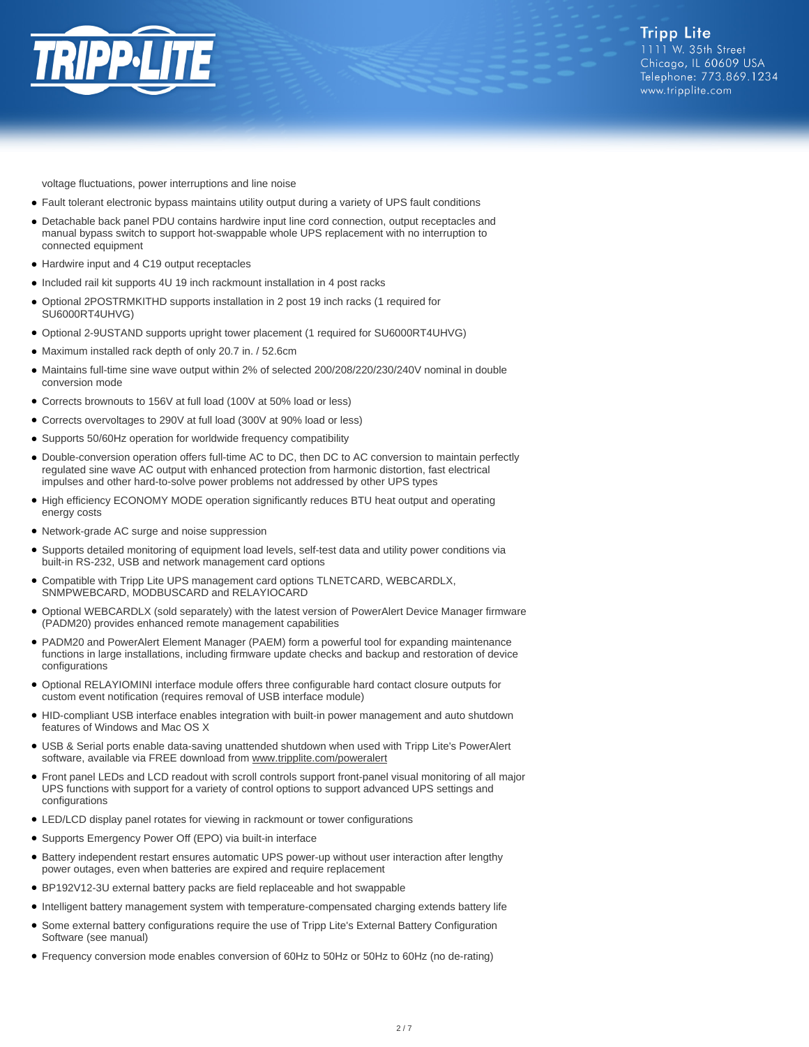voltage fluctuations, power interruptions and line noise

- Fault tolerant electronic bypass maintains utility output during a variety of UPS fault conditions
- Detachable back panel PDU contains hardwire input line cord connection, output receptacles and manual bypass switch to support hot-swappable whole UPS replacement with no interruption to connected equipment
- Hardwire input and 4 C19 output receptacles
- Included rail kit supports 4U 19 inch rackmount installation in 4 post racks
- Optional 2POSTRMKITHD supports installation in 2 post 19 inch racks (1 required for SU6000RT4UHVG)
- Optional 2-9USTAND supports upright tower placement (1 required for SU6000RT4UHVG)
- Maximum installed rack depth of only 20.7 in. / 52.6cm
- Maintains full-time sine wave output within 2% of selected 200/208/220/230/240V nominal in double conversion mode
- Corrects brownouts to 156V at full load (100V at 50% load or less)
- Corrects overvoltages to 290V at full load (300V at 90% load or less)
- Supports 50/60Hz operation for worldwide frequency compatibility
- Double-conversion operation offers full-time AC to DC, then DC to AC conversion to maintain perfectly regulated sine wave AC output with enhanced protection from harmonic distortion, fast electrical impulses and other hard-to-solve power problems not addressed by other UPS types
- High efficiency ECONOMY MODE operation significantly reduces BTU heat output and operating energy costs
- Network-grade AC surge and noise suppression
- Supports detailed monitoring of equipment load levels, self-test data and utility power conditions via built-in RS-232, USB and network management card options
- Compatible with Tripp Lite UPS management card options TLNETCARD, WEBCARDLX, SNMPWEBCARD, MODBUSCARD and RELAYIOCARD
- Optional WEBCARDLX (sold separately) with the latest version of PowerAlert Device Manager firmware (PADM20) provides enhanced remote management capabilities
- PADM20 and PowerAlert Element Manager (PAEM) form a powerful tool for expanding maintenance functions in large installations, including firmware update checks and backup and restoration of device configurations
- Optional RELAYIOMINI interface module offers three configurable hard contact closure outputs for custom event notification (requires removal of USB interface module)
- HID-compliant USB interface enables integration with built-in power management and auto shutdown features of Windows and Mac OS X
- USB & Serial ports enable data-saving unattended shutdown when used with Tripp Lite's PowerAlert software, available via FREE download from www.tripplite.com/poweralert
- Front panel LEDs and LCD readout with scroll controls support front-panel visual monitoring of all major UPS functions with support for a variety of control options to support advanced UPS settings and configurations
- LED/LCD display panel rotates for viewing in rackmount or tower configurations
- Supports Emergency Power Off (EPO) via built-in interface
- Battery independent restart ensures automatic UPS power-up without user interaction after lengthy power outages, even when batteries are expired and require replacement
- BP192V12-3U external battery packs are field replaceable and hot swappable
- Intelligent battery management system with temperature-compensated charging extends battery life
- Some external battery configurations require the use of Tripp Lite's External Battery Configuration Software (see manual)
- Frequency conversion mode enables conversion of 60Hz to 50Hz or 50Hz to 60Hz (no de-rating)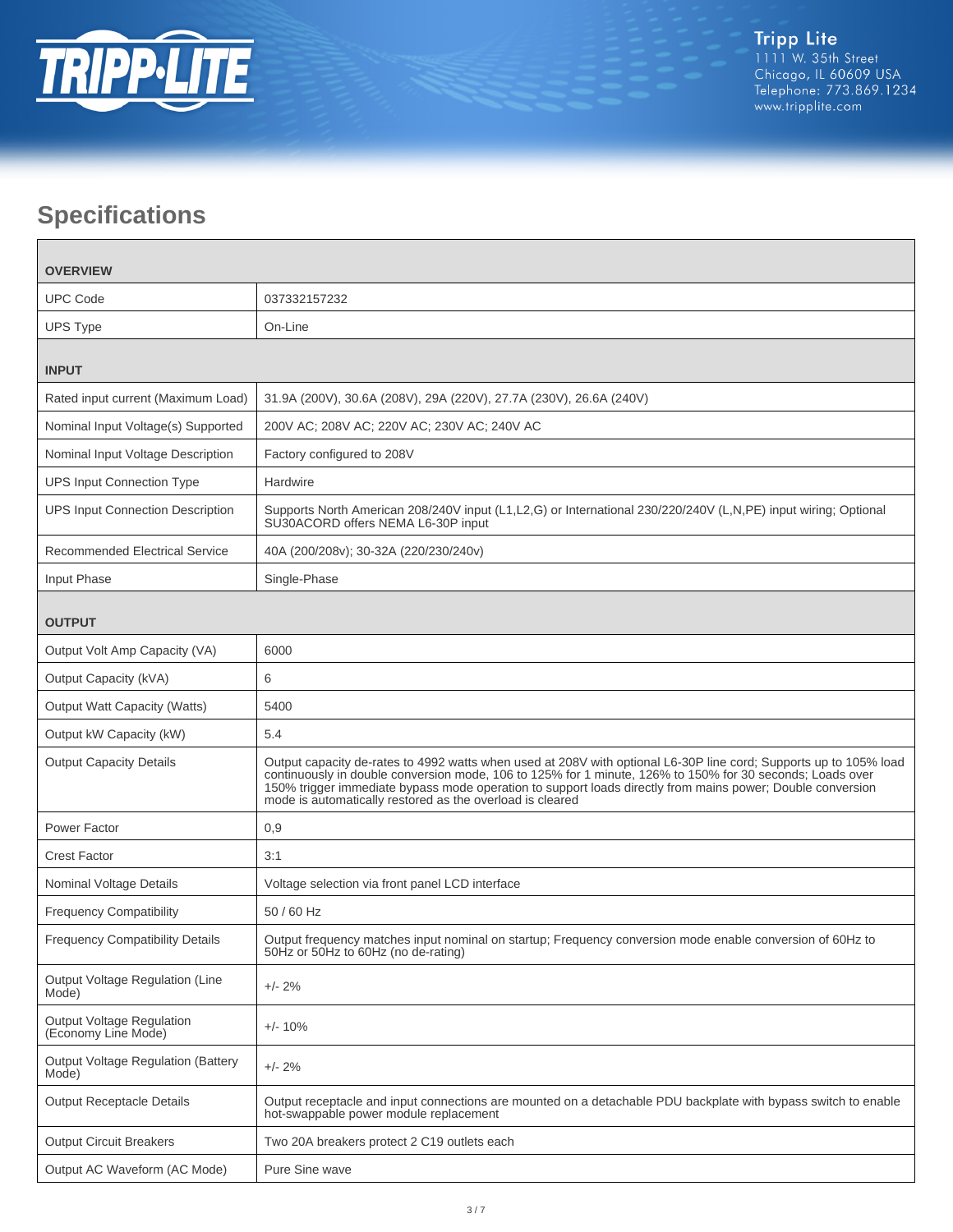# Specifications

| OVERVIEW | |
|---|---|
| UPC Code | 037332157232 |
| UPS Type | On-Line |
| **INPUT** | |
| Rated input current (Maximum Load) | 31.9A (200V), 30.6A (208V), 29A (220V), 27.7A (230V), 26.6A (240V) |
| Nominal Input Voltage(s) Supported | 200V AC; 208V AC; 220V AC; 230V AC; 240V AC |
| Nominal Input Voltage Description | Factory configured to 208V |
| UPS Input Connection Type | Hardwire |
| UPS Input Connection Description | Supports North American 208/240V input (L1,L2,G) or International 230/220/240V (L,N,PE) input wiring; Optional SU30ACORD offers NEMA L6-30P input |
| Recommended Electrical Service | 40A (200/208v); 30-32A (220/230/240v) |
| Input Phase | Single-Phase |
| **OUTPUT** | |
| Output Volt Amp Capacity (VA) | 6000 |
| Output Capacity (kVA) | 6 |
| Output Watt Capacity (Watts) | 5400 |
| Output kW Capacity (kW) | 5.4 |
| Output Capacity Details | Output capacity de-rates to 4992 watts when used at 208V with optional L6-30P line cord; Supports up to 105% load continuously in double conversion mode, 106 to 125% for 1 minute, 126% to 150% for 30 seconds; Loads over 150% trigger immediate bypass mode operation to support loads directly from mains power; Double conversion mode is automatically restored as the overload is cleared |
| Power Factor | 0,9 |
| Crest Factor | 3:1 |
| Nominal Voltage Details | Voltage selection via front panel LCD interface |
| Frequency Compatibility | 50 / 60 Hz |
| Frequency Compatibility Details | Output frequency matches input nominal on startup; Frequency conversion mode enable conversion of 60Hz to 50Hz or 50Hz to 60Hz (no de-rating) |
| Output Voltage Regulation (Line Mode) | +/- 2% |
| Output Voltage Regulation (Economy Line Mode) | +/- 10% |
| Output Voltage Regulation (Battery Mode) | +/- 2% |
| Output Receptacle Details | Output receptacle and input connections are mounted on a detachable PDU backplate with bypass switch to enable hot-swappable power module replacement |
| Output Circuit Breakers | Two 20A breakers protect 2 C19 outlets each |
| Output AC Waveform (AC Mode) | Pure Sine wave |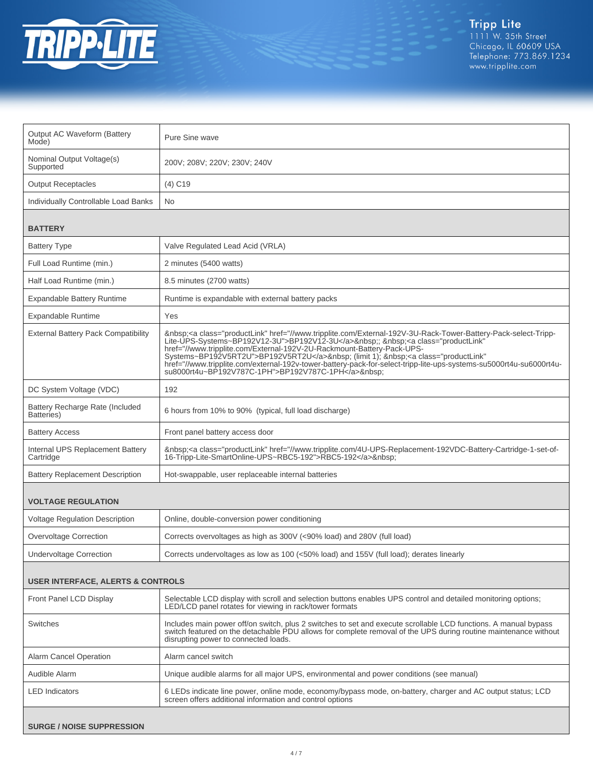| | |
|---|---|
| Output AC Waveform (Battery Mode) | Pure Sine wave |
| Nominal Output Voltage(s) Supported | 200V; 208V; 220V; 230V; 240V |
| Output Receptacles | (4) C19 |
| Individually Controllable Load Banks | No |
| **BATTERY** | |
| Battery Type | Valve Regulated Lead Acid (VRLA) |
| Full Load Runtime (min.) | 2 minutes (5400 watts) |
| Half Load Runtime (min.) | 8.5 minutes (2700 watts) |
| Expandable Battery Runtime | Runtime is expandable with external battery packs |
| Expandable Runtime | Yes |
| External Battery Pack Compatibility | &nbsp;<a class="productLink" href="//www.tripplite.com/External-192V-3U-Rack-Tower-Battery-Pack-select-Tripp-Lite-UPS-Systems~BP192V12-3U">BP192V12-3U</a>&nbsp;; &nbsp;<a class="productLink" href="//www.tripplite.com/External-192V-2U-Rackmount-Battery-Pack-UPS-Systems~BP192V5RT2U">BP192V5RT2U</a>&nbsp; (limit 1); &nbsp;<a class="productLink" href="//www.tripplite.com/external-192v-tower-battery-pack-for-select-tripp-lite-ups-systems-su5000rt4u-su6000rt4u-su8000rt4u~BP192V787C-1PH">BP192V787C-1PH</a>&nbsp; |
| DC System Voltage (VDC) | 192 |
| Battery Recharge Rate (Included Batteries) | 6 hours from 10% to 90% (typical, full load discharge) |
| Battery Access | Front panel battery access door |
| Internal UPS Replacement Battery Cartridge | &nbsp;<a class="productLink" href="//www.tripplite.com/4U-UPS-Replacement-192VDC-Battery-Cartridge-1-set-of-16-Tripp-Lite-SmartOnline-UPS~RBC5-192">RBC5-192</a>&nbsp; |
| Battery Replacement Description | Hot-swappable, user replaceable internal batteries |
| **VOLTAGE REGULATION** | |
| Voltage Regulation Description | Online, double-conversion power conditioning |
| Overvoltage Correction | Corrects overvoltages as high as 300V (<90% load) and 280V (full load) |
| Undervoltage Correction | Corrects undervoltages as low as 100 (<50% load) and 155V (full load); derates linearly |
| **USER INTERFACE, ALERTS & CONTROLS** | |
| Front Panel LCD Display | Selectable LCD display with scroll and selection buttons enables UPS control and detailed monitoring options; LED/LCD panel rotates for viewing in rack/tower formats |
| Switches | Includes main power off/on switch, plus 2 switches to set and execute scrollable LCD functions. A manual bypass switch featured on the detachable PDU allows for complete removal of the UPS during routine maintenance without disrupting power to connected loads. |
| Alarm Cancel Operation | Alarm cancel switch |
| Audible Alarm | Unique audible alarms for all major UPS, environmental and power conditions (see manual) |
| LED Indicators | 6 LEDs indicate line power, online mode, economy/bypass mode, on-battery, charger and AC output status; LCD screen offers additional information and control options |
| **SURGE / NOISE SUPPRESSION** | |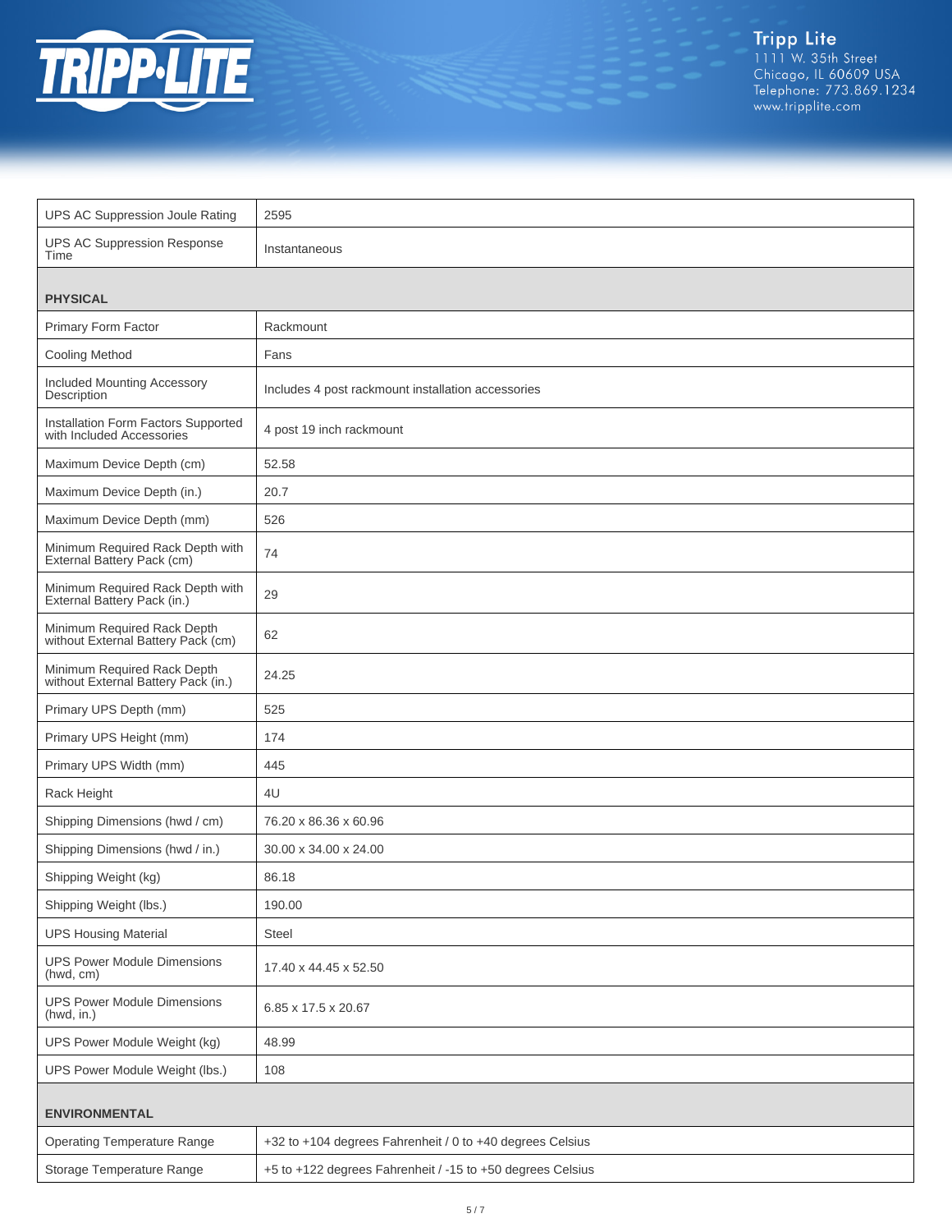| | |
|---|---|
| UPS AC Suppression Joule Rating | 2595 |
| UPS AC Suppression Response Time | Instantaneous |
| **PHYSICAL** | |
| Primary Form Factor | Rackmount |
| Cooling Method | Fans |
| Included Mounting Accessory Description | Includes 4 post rackmount installation accessories |
| Installation Form Factors Supported with Included Accessories | 4 post 19 inch rackmount |
| Maximum Device Depth (cm) | 52.58 |
| Maximum Device Depth (in.) | 20.7 |
| Maximum Device Depth (mm) | 526 |
| Minimum Required Rack Depth with External Battery Pack (cm) | 74 |
| Minimum Required Rack Depth with External Battery Pack (in.) | 29 |
| Minimum Required Rack Depth without External Battery Pack (cm) | 62 |
| Minimum Required Rack Depth without External Battery Pack (in.) | 24.25 |
| Primary UPS Depth (mm) | 525 |
| Primary UPS Height (mm) | 174 |
| Primary UPS Width (mm) | 445 |
| Rack Height | 4U |
| Shipping Dimensions (hwd / cm) | 76.20 x 86.36 x 60.96 |
| Shipping Dimensions (hwd / in.) | 30.00 x 34.00 x 24.00 |
| Shipping Weight (kg) | 86.18 |
| Shipping Weight (lbs.) | 190.00 |
| UPS Housing Material | Steel |
| UPS Power Module Dimensions (hwd, cm) | 17.40 x 44.45 x 52.50 |
| UPS Power Module Dimensions (hwd, in.) | 6.85 x 17.5 x 20.67 |
| UPS Power Module Weight (kg) | 48.99 |
| UPS Power Module Weight (lbs.) | 108 |
| **ENVIRONMENTAL** | |
| Operating Temperature Range | +32 to +104 degrees Fahrenheit / 0 to +40 degrees Celsius |
| Storage Temperature Range | +5 to +122 degrees Fahrenheit / -15 to +50 degrees Celsius |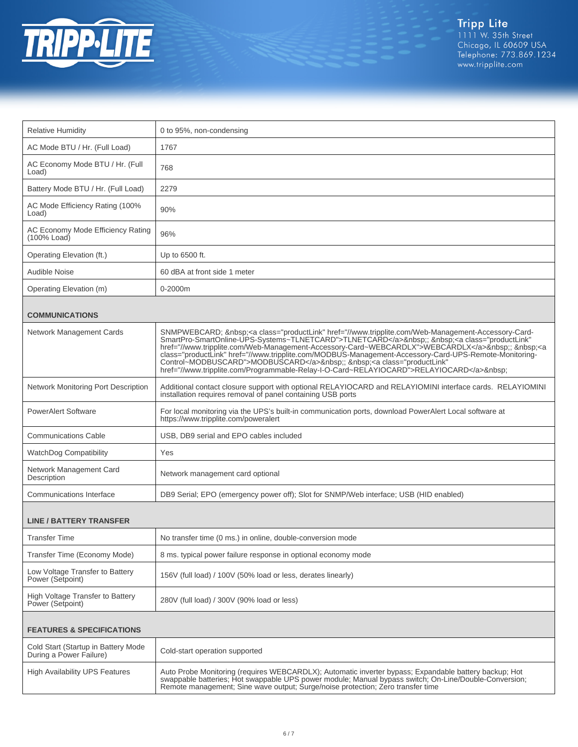| | |
|---|---|
| Relative Humidity | 0 to 95%, non-condensing |
| AC Mode BTU / Hr. (Full Load) | 1767 |
| AC Economy Mode BTU / Hr. (Full Load) | 768 |
| Battery Mode BTU / Hr. (Full Load) | 2279 |
| AC Mode Efficiency Rating (100% Load) | 90% |
| AC Economy Mode Efficiency Rating (100% Load) | 96% |
| Operating Elevation (ft.) | Up to 6500 ft. |
| Audible Noise | 60 dBA at front side 1 meter |
| Operating Elevation (m) | 0-2000m |
| **COMMUNICATIONS** | |
| Network Management Cards | SNMPWEBCARD; &nbsp;<a class="productLink" href="//www.tripplite.com/Web-Management-Accessory-Card-SmartPro-SmartOnline-UPS-Systems~TLNETCARD">TLNETCARD</a>&nbsp;; &nbsp;<a class="productLink" href="//www.tripplite.com/Web-Management-Accessory-Card~WEBCARDLX">WEBCARDLX</a>&nbsp;; &nbsp;<a class="productLink" href="//www.tripplite.com/MODBUS-Management-Accessory-Card-UPS-Remote-Monitoring-Control~MODBUSCARD">MODBUSCARD</a>&nbsp;; &nbsp;<a class="productLink" href="//www.tripplite.com/Programmable-Relay-I-O-Card~RELAYIOCARD">RELAYIOCARD</a>&nbsp; |
| Network Monitoring Port Description | Additional contact closure support with optional RELAYIOCARD and RELAYIOMINI interface cards. RELAYIOMINI installation requires removal of panel containing USB ports |
| PowerAlert Software | For local monitoring via the UPS's built-in communication ports, download PowerAlert Local software at https://www.tripplite.com/poweralert |
| Communications Cable | USB, DB9 serial and EPO cables included |
| WatchDog Compatibility | Yes |
| Network Management Card Description | Network management card optional |
| Communications Interface | DB9 Serial; EPO (emergency power off); Slot for SNMP/Web interface; USB (HID enabled) |
| **LINE / BATTERY TRANSFER** | |
| Transfer Time | No transfer time (0 ms.) in online, double-conversion mode |
| Transfer Time (Economy Mode) | 8 ms. typical power failure response in optional economy mode |
| Low Voltage Transfer to Battery Power (Setpoint) | 156V (full load) / 100V (50% load or less, derates linearly) |
| High Voltage Transfer to Battery Power (Setpoint) | 280V (full load) / 300V (90% load or less) |
| **FEATURES & SPECIFICATIONS** | |
| Cold Start (Startup in Battery Mode During a Power Failure) | Cold-start operation supported |
| High Availability UPS Features | Auto Probe Monitoring (requires WEBCARDLX); Automatic inverter bypass; Expandable battery backup; Hot swappable batteries; Hot swappable UPS power module; Manual bypass switch; On-Line/Double-Conversion; Remote management; Sine wave output; Surge/noise protection; Zero transfer time |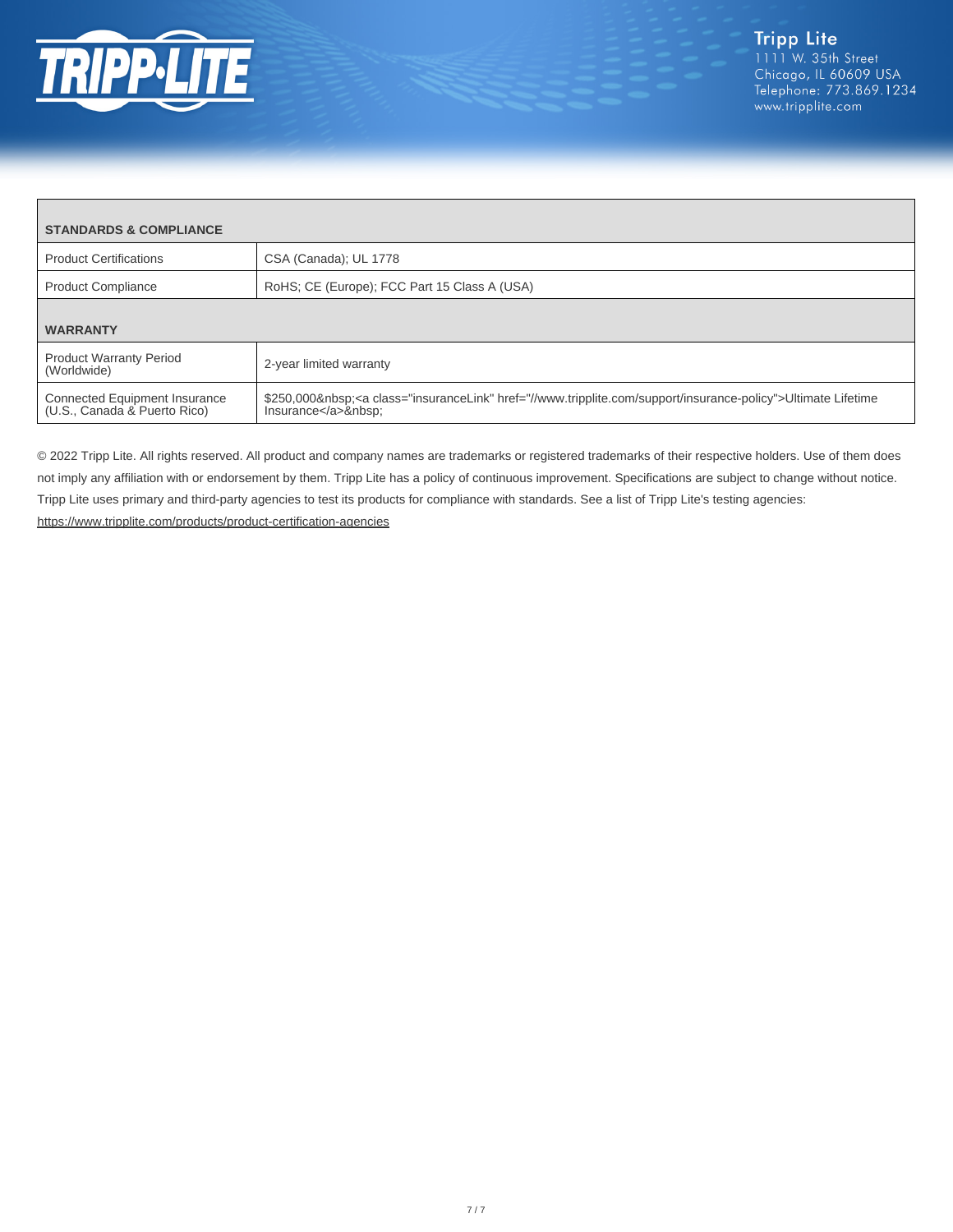| | |
|---|---|
| **STANDARDS & COMPLIANCE** | |
| Product Certifications | CSA (Canada); UL 1778 |
| Product Compliance | RoHS; CE (Europe); FCC Part 15 Class A (USA) |
| **WARRANTY** | |
| Product Warranty Period (Worldwide) | 2-year limited warranty |
| Connected Equipment Insurance (U.S., Canada & Puerto Rico) | $250,000&nbsp;<a class="insuranceLink" href="//www.tripplite.com/support/insurance-policy">Ultimate Lifetime Insurance</a>&nbsp; |

© 2022 Tripp Lite. All rights reserved. All product and company names are trademarks or registered trademarks of their respective holders. Use of them does not imply any affiliation with or endorsement by them. Tripp Lite has a policy of continuous improvement. Specifications are subject to change without notice. Tripp Lite uses primary and third-party agencies to test its products for compliance with standards. See a list of Tripp Lite's testing agencies: https://www.tripplite.com/products/product-certification-agencies